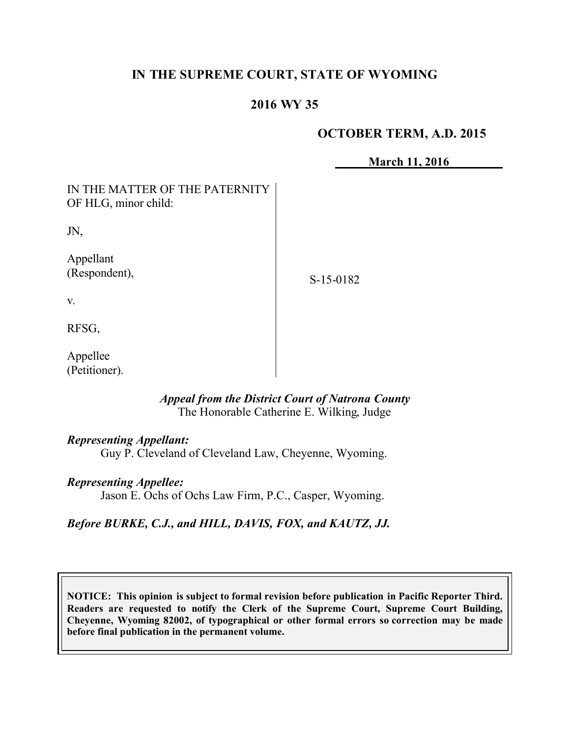**IN THE SUPREME COURT, STATE OF WYOMING**

**2016 WY 35**

**OCTOBER TERM, A.D. 2015**

**March 11, 2016**

| | |
|---|---|
| IN THE MATTER OF THE PATERNITY OF HLG, minor child:<br><br>JN,<br><br>Appellant (Respondent),<br><br>v.<br><br>RFSG,<br><br>Appellee (Petitioner). | S-15-0182 |

***Appeal from the District Court of Natrona County***
The Honorable Catherine E. Wilking, Judge

***Representing Appellant:***
Guy P. Cleveland of Cleveland Law, Cheyenne, Wyoming.

***Representing Appellee:***
Jason E. Ochs of Ochs Law Firm, P.C., Casper, Wyoming.

***Before BURKE, C.J., and HILL, DAVIS, FOX, and KAUTZ, JJ.***

**NOTICE: This opinion is subject to formal revision before publication in Pacific Reporter Third. Readers are requested to notify the Clerk of the Supreme Court, Supreme Court Building, Cheyenne, Wyoming 82002, of typographical or other formal errors so correction may be made before final publication in the permanent volume.**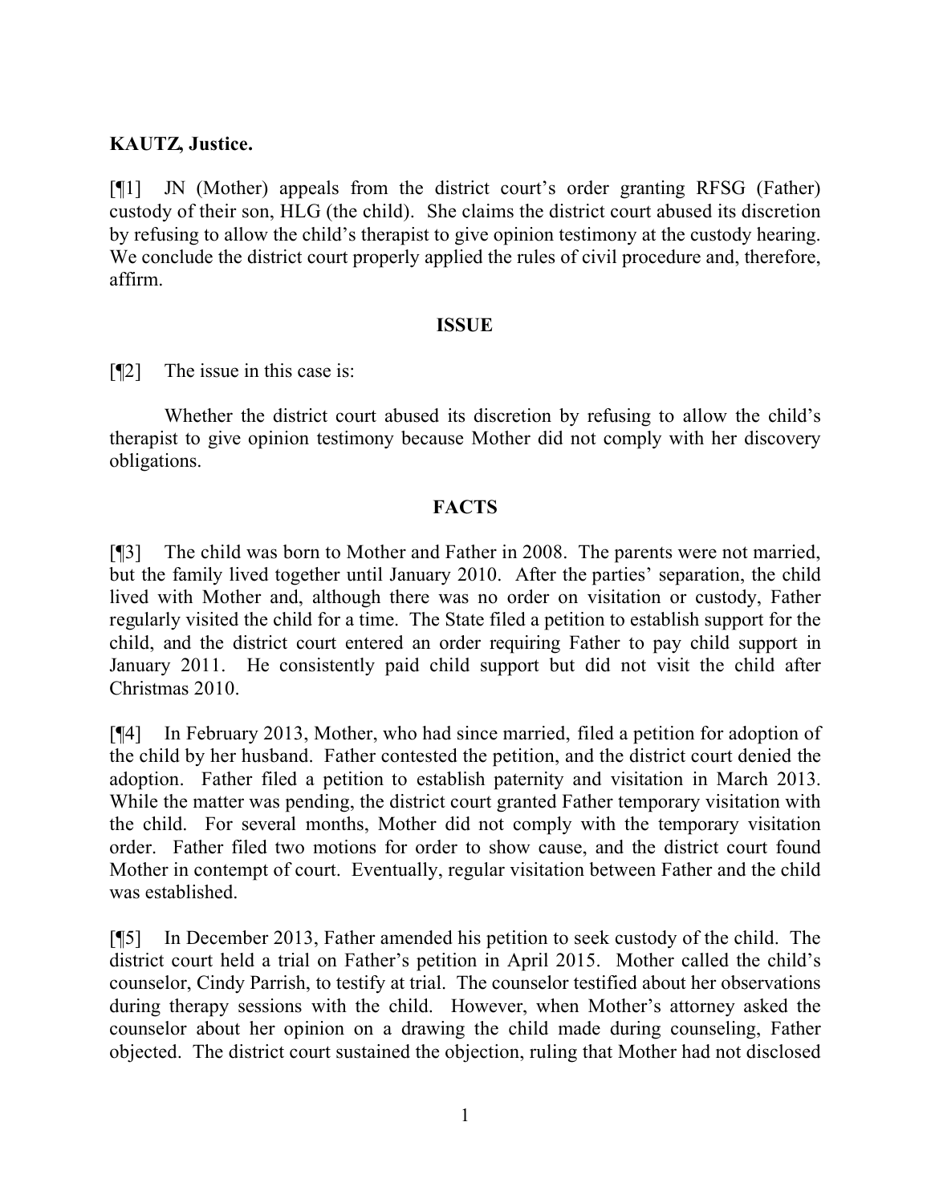**KAUTZ, Justice.**

[¶1] JN (Mother) appeals from the district court's order granting RFSG (Father) custody of their son, HLG (the child). She claims the district court abused its discretion by refusing to allow the child's therapist to give opinion testimony at the custody hearing. We conclude the district court properly applied the rules of civil procedure and, therefore, affirm.

**ISSUE**

[¶2] The issue in this case is:

Whether the district court abused its discretion by refusing to allow the child's therapist to give opinion testimony because Mother did not comply with her discovery obligations.

**FACTS**

[¶3] The child was born to Mother and Father in 2008. The parents were not married, but the family lived together until January 2010. After the parties' separation, the child lived with Mother and, although there was no order on visitation or custody, Father regularly visited the child for a time. The State filed a petition to establish support for the child, and the district court entered an order requiring Father to pay child support in January 2011. He consistently paid child support but did not visit the child after Christmas 2010.

[¶4] In February 2013, Mother, who had since married, filed a petition for adoption of the child by her husband. Father contested the petition, and the district court denied the adoption. Father filed a petition to establish paternity and visitation in March 2013. While the matter was pending, the district court granted Father temporary visitation with the child. For several months, Mother did not comply with the temporary visitation order. Father filed two motions for order to show cause, and the district court found Mother in contempt of court. Eventually, regular visitation between Father and the child was established.

[¶5] In December 2013, Father amended his petition to seek custody of the child. The district court held a trial on Father's petition in April 2015. Mother called the child's counselor, Cindy Parrish, to testify at trial. The counselor testified about her observations during therapy sessions with the child. However, when Mother's attorney asked the counselor about her opinion on a drawing the child made during counseling, Father objected. The district court sustained the objection, ruling that Mother had not disclosed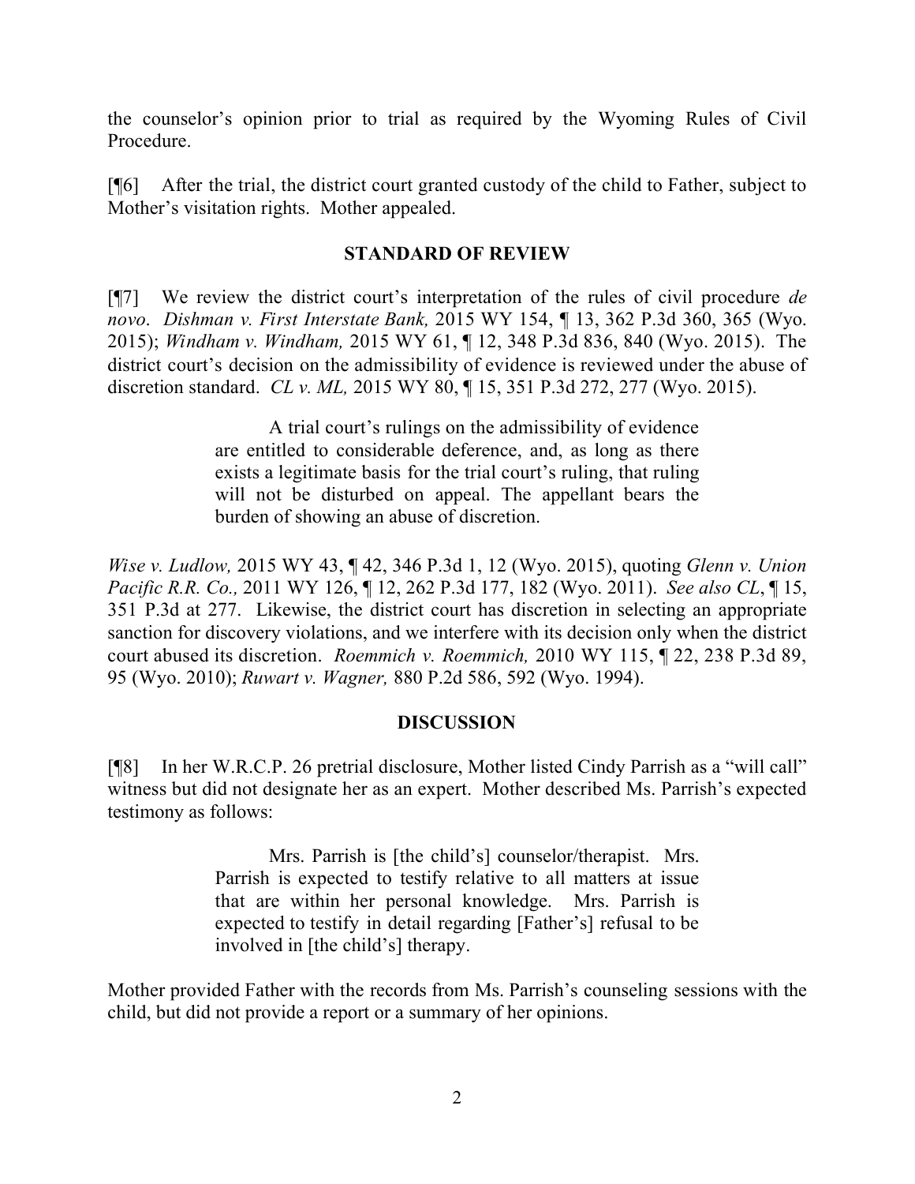the counselor's opinion prior to trial as required by the Wyoming Rules of Civil Procedure.

[¶6] After the trial, the district court granted custody of the child to Father, subject to Mother's visitation rights. Mother appealed.

## STANDARD OF REVIEW

[¶7] We review the district court's interpretation of the rules of civil procedure *de novo*. *Dishman v. First Interstate Bank,* 2015 WY 154, ¶ 13, 362 P.3d 360, 365 (Wyo. 2015); *Windham v. Windham,* 2015 WY 61, ¶ 12, 348 P.3d 836, 840 (Wyo. 2015). The district court's decision on the admissibility of evidence is reviewed under the abuse of discretion standard. *CL v. ML,* 2015 WY 80, ¶ 15, 351 P.3d 272, 277 (Wyo. 2015).

> A trial court's rulings on the admissibility of evidence are entitled to considerable deference, and, as long as there exists a legitimate basis for the trial court's ruling, that ruling will not be disturbed on appeal. The appellant bears the burden of showing an abuse of discretion.

*Wise v. Ludlow,* 2015 WY 43, ¶ 42, 346 P.3d 1, 12 (Wyo. 2015), quoting *Glenn v. Union Pacific R.R. Co.,* 2011 WY 126, ¶ 12, 262 P.3d 177, 182 (Wyo. 2011). *See also CL*, ¶ 15, 351 P.3d at 277. Likewise, the district court has discretion in selecting an appropriate sanction for discovery violations, and we interfere with its decision only when the district court abused its discretion. *Roemmich v. Roemmich,* 2010 WY 115, ¶ 22, 238 P.3d 89, 95 (Wyo. 2010); *Ruwart v. Wagner,* 880 P.2d 586, 592 (Wyo. 1994).

## DISCUSSION

[¶8] In her W.R.C.P. 26 pretrial disclosure, Mother listed Cindy Parrish as a "will call" witness but did not designate her as an expert. Mother described Ms. Parrish's expected testimony as follows:

> Mrs. Parrish is [the child's] counselor/therapist. Mrs. Parrish is expected to testify relative to all matters at issue that are within her personal knowledge. Mrs. Parrish is expected to testify in detail regarding [Father's] refusal to be involved in [the child's] therapy.

Mother provided Father with the records from Ms. Parrish's counseling sessions with the child, but did not provide a report or a summary of her opinions.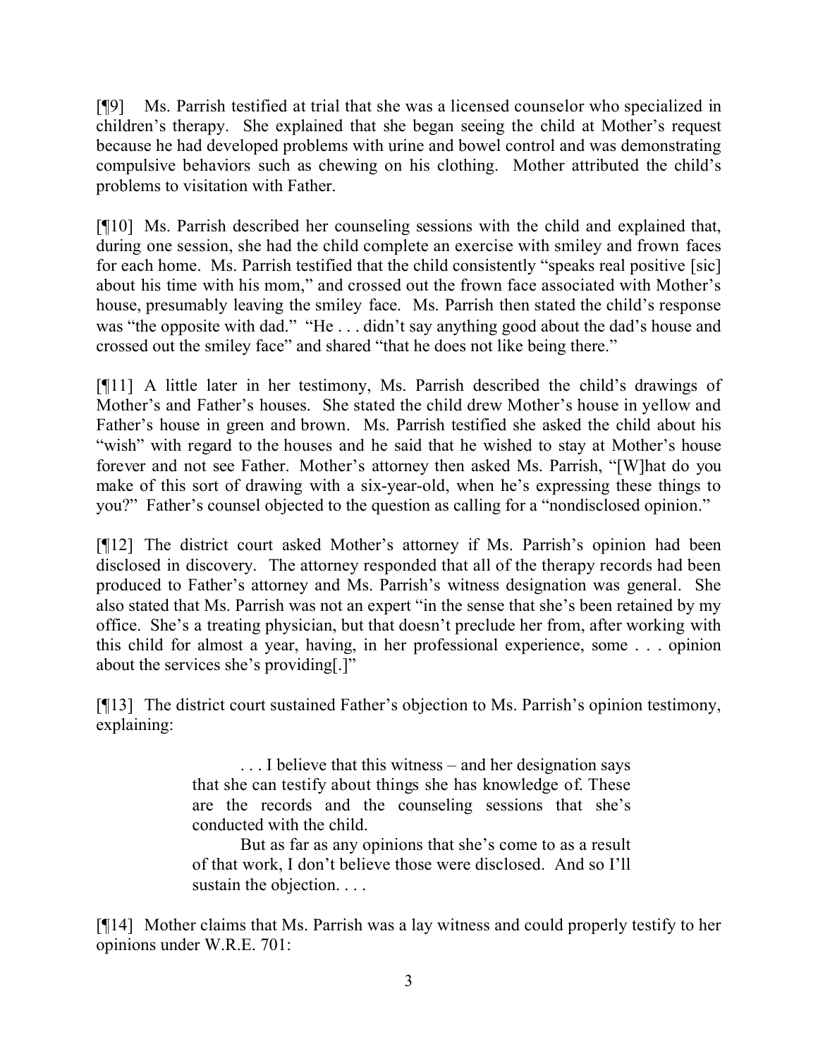[¶9] Ms. Parrish testified at trial that she was a licensed counselor who specialized in children's therapy. She explained that she began seeing the child at Mother's request because he had developed problems with urine and bowel control and was demonstrating compulsive behaviors such as chewing on his clothing. Mother attributed the child's problems to visitation with Father.

[¶10] Ms. Parrish described her counseling sessions with the child and explained that, during one session, she had the child complete an exercise with smiley and frown faces for each home. Ms. Parrish testified that the child consistently "speaks real positive [sic] about his time with his mom," and crossed out the frown face associated with Mother's house, presumably leaving the smiley face. Ms. Parrish then stated the child's response was "the opposite with dad." "He . . . didn't say anything good about the dad's house and crossed out the smiley face" and shared "that he does not like being there."

[¶11] A little later in her testimony, Ms. Parrish described the child's drawings of Mother's and Father's houses. She stated the child drew Mother's house in yellow and Father's house in green and brown. Ms. Parrish testified she asked the child about his "wish" with regard to the houses and he said that he wished to stay at Mother's house forever and not see Father. Mother's attorney then asked Ms. Parrish, "[W]hat do you make of this sort of drawing with a six-year-old, when he's expressing these things to you?" Father's counsel objected to the question as calling for a "nondisclosed opinion."

[¶12] The district court asked Mother's attorney if Ms. Parrish's opinion had been disclosed in discovery. The attorney responded that all of the therapy records had been produced to Father's attorney and Ms. Parrish's witness designation was general. She also stated that Ms. Parrish was not an expert "in the sense that she's been retained by my office. She's a treating physician, but that doesn't preclude her from, after working with this child for almost a year, having, in her professional experience, some . . . opinion about the services she's providing[.]"

[¶13] The district court sustained Father's objection to Ms. Parrish's opinion testimony, explaining:

> . . . I believe that this witness – and her designation says that she can testify about things she has knowledge of. These are the records and the counseling sessions that she's conducted with the child.
>
> But as far as any opinions that she's come to as a result of that work, I don't believe those were disclosed. And so I'll sustain the objection. . . .

[¶14] Mother claims that Ms. Parrish was a lay witness and could properly testify to her opinions under W.R.E. 701: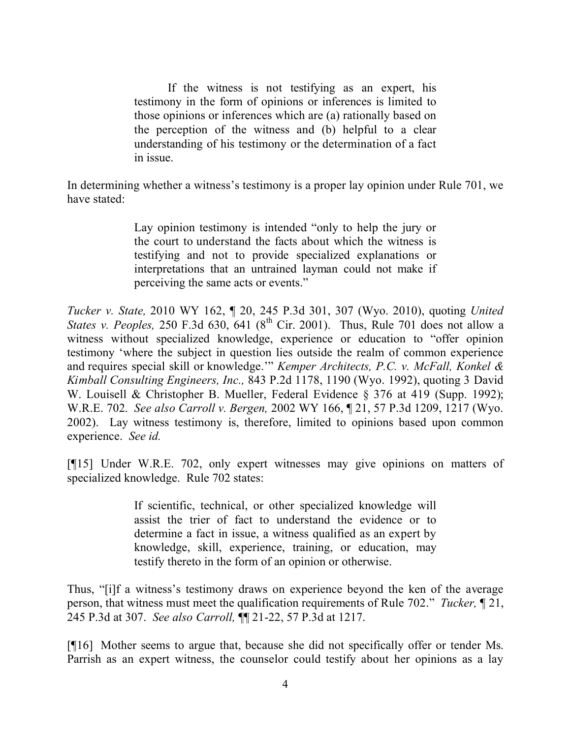> If the witness is not testifying as an expert, his testimony in the form of opinions or inferences is limited to those opinions or inferences which are (a) rationally based on the perception of the witness and (b) helpful to a clear understanding of his testimony or the determination of a fact in issue.

In determining whether a witness's testimony is a proper lay opinion under Rule 701, we have stated:

> Lay opinion testimony is intended "only to help the jury or the court to understand the facts about which the witness is testifying and not to provide specialized explanations or interpretations that an untrained layman could not make if perceiving the same acts or events."

*Tucker v. State,* 2010 WY 162, ¶ 20, 245 P.3d 301, 307 (Wyo. 2010), quoting *United States v. Peoples,* 250 F.3d 630, 641 (8th Cir. 2001). Thus, Rule 701 does not allow a witness without specialized knowledge, experience or education to "offer opinion testimony 'where the subject in question lies outside the realm of common experience and requires special skill or knowledge.'" *Kemper Architects, P.C. v. McFall, Konkel & Kimball Consulting Engineers, Inc.,* 843 P.2d 1178, 1190 (Wyo. 1992), quoting 3 David W. Louisell & Christopher B. Mueller, Federal Evidence § 376 at 419 (Supp. 1992); W.R.E. 702. *See also Carroll v. Bergen,* 2002 WY 166, ¶ 21, 57 P.3d 1209, 1217 (Wyo. 2002). Lay witness testimony is, therefore, limited to opinions based upon common experience. *See id.*

[¶15] Under W.R.E. 702, only expert witnesses may give opinions on matters of specialized knowledge. Rule 702 states:

> If scientific, technical, or other specialized knowledge will assist the trier of fact to understand the evidence or to determine a fact in issue, a witness qualified as an expert by knowledge, skill, experience, training, or education, may testify thereto in the form of an opinion or otherwise.

Thus, "[i]f a witness's testimony draws on experience beyond the ken of the average person, that witness must meet the qualification requirements of Rule 702." *Tucker,* ¶ 21, 245 P.3d at 307. *See also Carroll,* ¶¶ 21-22, 57 P.3d at 1217.

[¶16] Mother seems to argue that, because she did not specifically offer or tender Ms. Parrish as an expert witness, the counselor could testify about her opinions as a lay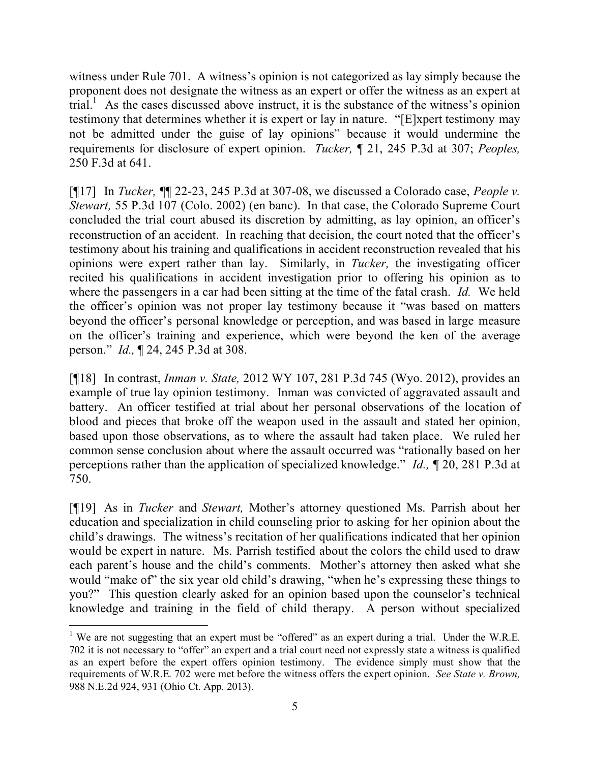witness under Rule 701. A witness's opinion is not categorized as lay simply because the proponent does not designate the witness as an expert or offer the witness as an expert at trial.[1] As the cases discussed above instruct, it is the substance of the witness's opinion testimony that determines whether it is expert or lay in nature. "[E]xpert testimony may not be admitted under the guise of lay opinions" because it would undermine the requirements for disclosure of expert opinion. *Tucker,* ¶ 21, 245 P.3d at 307; *Peoples,* 250 F.3d at 641.

[¶17] In *Tucker,* ¶¶ 22-23, 245 P.3d at 307-08, we discussed a Colorado case, *People v. Stewart,* 55 P.3d 107 (Colo. 2002) (en banc). In that case, the Colorado Supreme Court concluded the trial court abused its discretion by admitting, as lay opinion, an officer's reconstruction of an accident. In reaching that decision, the court noted that the officer's testimony about his training and qualifications in accident reconstruction revealed that his opinions were expert rather than lay. Similarly, in *Tucker,* the investigating officer recited his qualifications in accident investigation prior to offering his opinion as to where the passengers in a car had been sitting at the time of the fatal crash. *Id.* We held the officer's opinion was not proper lay testimony because it "was based on matters beyond the officer's personal knowledge or perception, and was based in large measure on the officer's training and experience, which were beyond the ken of the average person." *Id.,* ¶ 24, 245 P.3d at 308.

[¶18] In contrast, *Inman v. State,* 2012 WY 107, 281 P.3d 745 (Wyo. 2012), provides an example of true lay opinion testimony. Inman was convicted of aggravated assault and battery. An officer testified at trial about her personal observations of the location of blood and pieces that broke off the weapon used in the assault and stated her opinion, based upon those observations, as to where the assault had taken place. We ruled her common sense conclusion about where the assault occurred was "rationally based on her perceptions rather than the application of specialized knowledge." *Id.,* ¶ 20, 281 P.3d at 750.

[¶19] As in *Tucker* and *Stewart,* Mother's attorney questioned Ms. Parrish about her education and specialization in child counseling prior to asking for her opinion about the child's drawings. The witness's recitation of her qualifications indicated that her opinion would be expert in nature. Ms. Parrish testified about the colors the child used to draw each parent's house and the child's comments. Mother's attorney then asked what she would "make of" the six year old child's drawing, "when he's expressing these things to you?" This question clearly asked for an opinion based upon the counselor's technical knowledge and training in the field of child therapy. A person without specialized

---

[1] We are not suggesting that an expert must be "offered" as an expert during a trial. Under the W.R.E. 702 it is not necessary to "offer" an expert and a trial court need not expressly state a witness is qualified as an expert before the expert offers opinion testimony. The evidence simply must show that the requirements of W.R.E. 702 were met before the witness offers the expert opinion. *See State v. Brown,* 988 N.E.2d 924, 931 (Ohio Ct. App. 2013).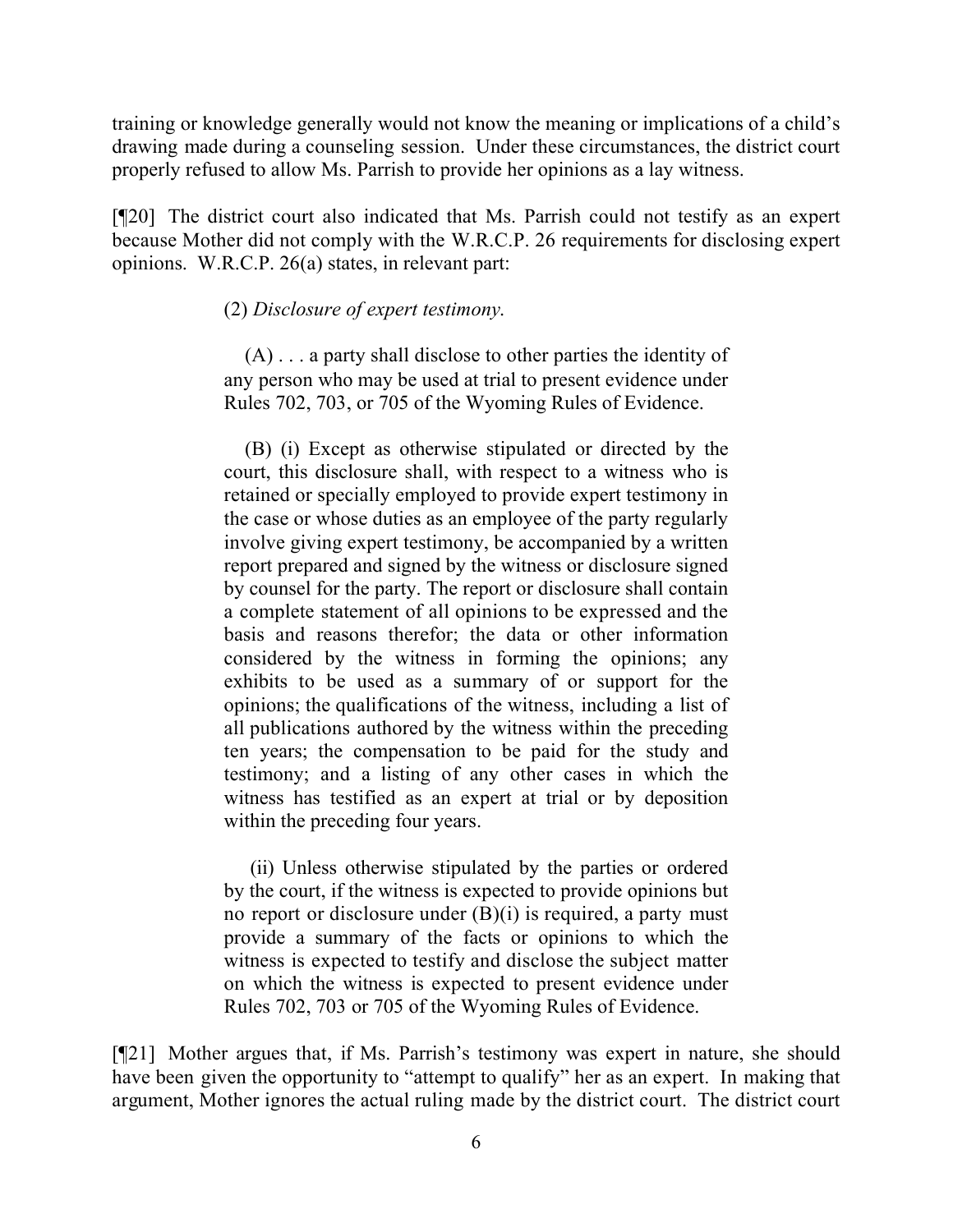training or knowledge generally would not know the meaning or implications of a child's drawing made during a counseling session. Under these circumstances, the district court properly refused to allow Ms. Parrish to provide her opinions as a lay witness.

[¶20] The district court also indicated that Ms. Parrish could not testify as an expert because Mother did not comply with the W.R.C.P. 26 requirements for disclosing expert opinions. W.R.C.P. 26(a) states, in relevant part:

> (2) *Disclosure of expert testimony.*
>
> (A) . . . a party shall disclose to other parties the identity of any person who may be used at trial to present evidence under Rules 702, 703, or 705 of the Wyoming Rules of Evidence.
>
> (B) (i) Except as otherwise stipulated or directed by the court, this disclosure shall, with respect to a witness who is retained or specially employed to provide expert testimony in the case or whose duties as an employee of the party regularly involve giving expert testimony, be accompanied by a written report prepared and signed by the witness or disclosure signed by counsel for the party. The report or disclosure shall contain a complete statement of all opinions to be expressed and the basis and reasons therefor; the data or other information considered by the witness in forming the opinions; any exhibits to be used as a summary of or support for the opinions; the qualifications of the witness, including a list of all publications authored by the witness within the preceding ten years; the compensation to be paid for the study and testimony; and a listing of any other cases in which the witness has testified as an expert at trial or by deposition within the preceding four years.
>
> (ii) Unless otherwise stipulated by the parties or ordered by the court, if the witness is expected to provide opinions but no report or disclosure under (B)(i) is required, a party must provide a summary of the facts or opinions to which the witness is expected to testify and disclose the subject matter on which the witness is expected to present evidence under Rules 702, 703 or 705 of the Wyoming Rules of Evidence.

[¶21] Mother argues that, if Ms. Parrish's testimony was expert in nature, she should have been given the opportunity to "attempt to qualify" her as an expert. In making that argument, Mother ignores the actual ruling made by the district court. The district court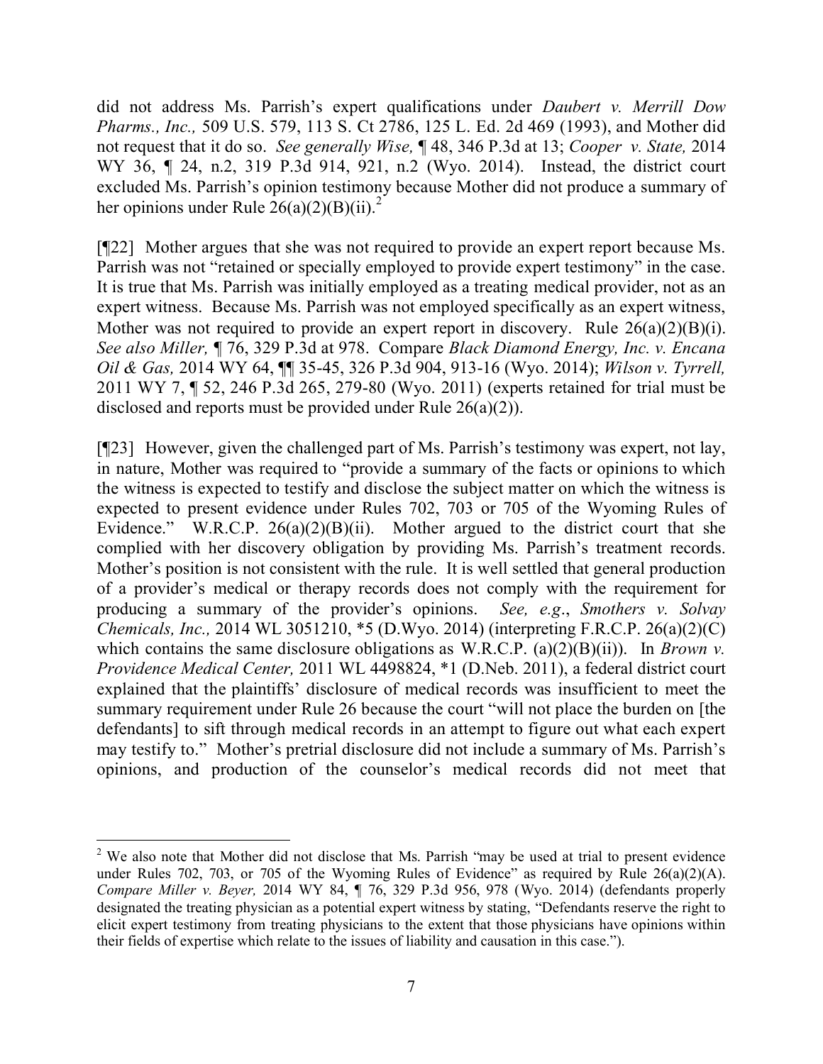did not address Ms. Parrish's expert qualifications under *Daubert v. Merrill Dow Pharms., Inc.,* 509 U.S. 579, 113 S. Ct 2786, 125 L. Ed. 2d 469 (1993), and Mother did not request that it do so. *See generally Wise,* ¶ 48, 346 P.3d at 13; *Cooper v. State,* 2014 WY 36, ¶ 24, n.2, 319 P.3d 914, 921, n.2 (Wyo. 2014). Instead, the district court excluded Ms. Parrish's opinion testimony because Mother did not produce a summary of her opinions under Rule 26(a)(2)(B)(ii).[2]

[¶22] Mother argues that she was not required to provide an expert report because Ms. Parrish was not "retained or specially employed to provide expert testimony" in the case. It is true that Ms. Parrish was initially employed as a treating medical provider, not as an expert witness. Because Ms. Parrish was not employed specifically as an expert witness, Mother was not required to provide an expert report in discovery. Rule 26(a)(2)(B)(i). *See also Miller,* ¶ 76, 329 P.3d at 978. Compare *Black Diamond Energy, Inc. v. Encana Oil & Gas,* 2014 WY 64, ¶¶ 35-45, 326 P.3d 904, 913-16 (Wyo. 2014); *Wilson v. Tyrrell,* 2011 WY 7, ¶ 52, 246 P.3d 265, 279-80 (Wyo. 2011) (experts retained for trial must be disclosed and reports must be provided under Rule 26(a)(2)).

[¶23] However, given the challenged part of Ms. Parrish's testimony was expert, not lay, in nature, Mother was required to "provide a summary of the facts or opinions to which the witness is expected to testify and disclose the subject matter on which the witness is expected to present evidence under Rules 702, 703 or 705 of the Wyoming Rules of Evidence." W.R.C.P. 26(a)(2)(B)(ii). Mother argued to the district court that she complied with her discovery obligation by providing Ms. Parrish's treatment records. Mother's position is not consistent with the rule. It is well settled that general production of a provider's medical or therapy records does not comply with the requirement for producing a summary of the provider's opinions. *See, e.g.*, *Smothers v. Solvay Chemicals, Inc.,* 2014 WL 3051210, \*5 (D.Wyo. 2014) (interpreting F.R.C.P. 26(a)(2)(C) which contains the same disclosure obligations as W.R.C.P. (a)(2)(B)(ii)). In *Brown v. Providence Medical Center,* 2011 WL 4498824, \*1 (D.Neb. 2011), a federal district court explained that the plaintiffs' disclosure of medical records was insufficient to meet the summary requirement under Rule 26 because the court "will not place the burden on [the defendants] to sift through medical records in an attempt to figure out what each expert may testify to." Mother's pretrial disclosure did not include a summary of Ms. Parrish's opinions, and production of the counselor's medical records did not meet that

---

[2] We also note that Mother did not disclose that Ms. Parrish "may be used at trial to present evidence under Rules 702, 703, or 705 of the Wyoming Rules of Evidence" as required by Rule 26(a)(2)(A). *Compare Miller v. Beyer,* 2014 WY 84, ¶ 76, 329 P.3d 956, 978 (Wyo. 2014) (defendants properly designated the treating physician as a potential expert witness by stating, "Defendants reserve the right to elicit expert testimony from treating physicians to the extent that those physicians have opinions within their fields of expertise which relate to the issues of liability and causation in this case.").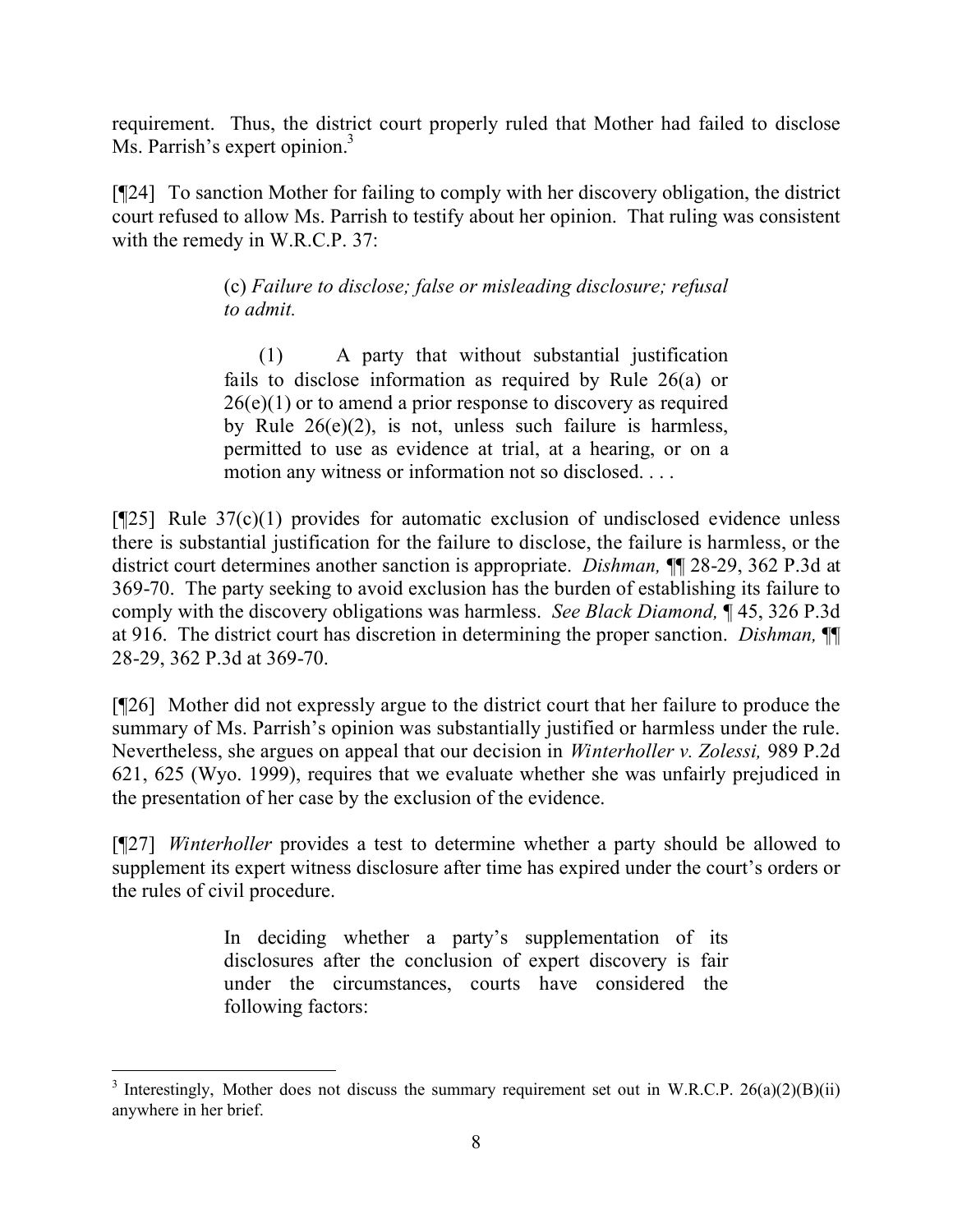requirement. Thus, the district court properly ruled that Mother had failed to disclose Ms. Parrish's expert opinion.[3]

[¶24] To sanction Mother for failing to comply with her discovery obligation, the district court refused to allow Ms. Parrish to testify about her opinion. That ruling was consistent with the remedy in W.R.C.P. 37:

> (c) *Failure to disclose; false or misleading disclosure; refusal to admit.*
>
> (1) A party that without substantial justification fails to disclose information as required by Rule 26(a) or 26(e)(1) or to amend a prior response to discovery as required by Rule 26(e)(2), is not, unless such failure is harmless, permitted to use as evidence at trial, at a hearing, or on a motion any witness or information not so disclosed. . . .

[¶25] Rule 37(c)(1) provides for automatic exclusion of undisclosed evidence unless there is substantial justification for the failure to disclose, the failure is harmless, or the district court determines another sanction is appropriate. *Dishman,* ¶¶ 28-29, 362 P.3d at 369-70. The party seeking to avoid exclusion has the burden of establishing its failure to comply with the discovery obligations was harmless. *See Black Diamond,* ¶ 45, 326 P.3d at 916. The district court has discretion in determining the proper sanction. *Dishman,* ¶¶ 28-29, 362 P.3d at 369-70.

[¶26] Mother did not expressly argue to the district court that her failure to produce the summary of Ms. Parrish's opinion was substantially justified or harmless under the rule. Nevertheless, she argues on appeal that our decision in *Winterholler v. Zolessi,* 989 P.2d 621, 625 (Wyo. 1999), requires that we evaluate whether she was unfairly prejudiced in the presentation of her case by the exclusion of the evidence.

[¶27] *Winterholler* provides a test to determine whether a party should be allowed to supplement its expert witness disclosure after time has expired under the court's orders or the rules of civil procedure.

> In deciding whether a party's supplementation of its disclosures after the conclusion of expert discovery is fair under the circumstances, courts have considered the following factors:

---

[3] Interestingly, Mother does not discuss the summary requirement set out in W.R.C.P. 26(a)(2)(B)(ii) anywhere in her brief.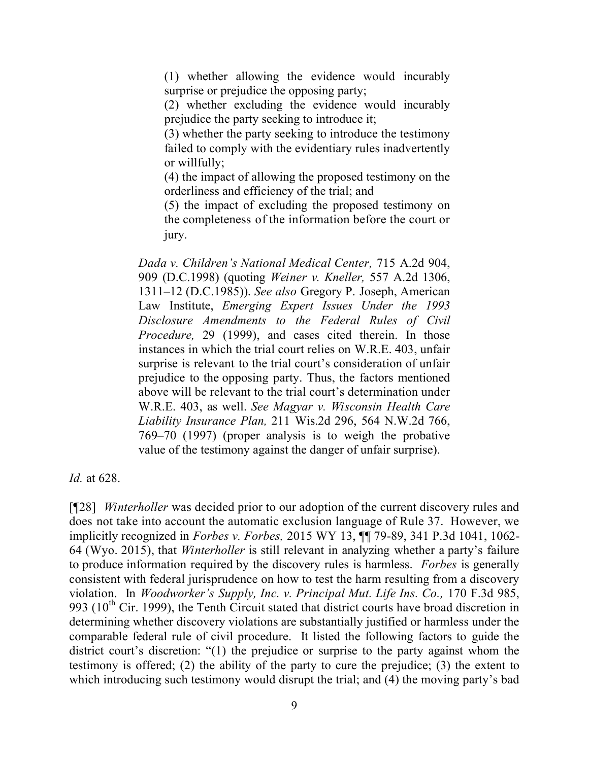> (1) whether allowing the evidence would incurably surprise or prejudice the opposing party;
>
> (2) whether excluding the evidence would incurably prejudice the party seeking to introduce it;
>
> (3) whether the party seeking to introduce the testimony failed to comply with the evidentiary rules inadvertently or willfully;
>
> (4) the impact of allowing the proposed testimony on the orderliness and efficiency of the trial; and
>
> (5) the impact of excluding the proposed testimony on the completeness of the information before the court or jury.
>
> *Dada v. Children's National Medical Center,* 715 A.2d 904, 909 (D.C.1998) (quoting *Weiner v. Kneller,* 557 A.2d 1306, 1311–12 (D.C.1985)). *See also* Gregory P. Joseph, American Law Institute, *Emerging Expert Issues Under the 1993 Disclosure Amendments to the Federal Rules of Civil Procedure,* 29 (1999), and cases cited therein. In those instances in which the trial court relies on W.R.E. 403, unfair surprise is relevant to the trial court's consideration of unfair prejudice to the opposing party. Thus, the factors mentioned above will be relevant to the trial court's determination under W.R.E. 403, as well. *See Magyar v. Wisconsin Health Care Liability Insurance Plan,* 211 Wis.2d 296, 564 N.W.2d 766, 769–70 (1997) (proper analysis is to weigh the probative value of the testimony against the danger of unfair surprise).

*Id.* at 628.

[¶28] *Winterholler* was decided prior to our adoption of the current discovery rules and does not take into account the automatic exclusion language of Rule 37. However, we implicitly recognized in *Forbes v. Forbes,* 2015 WY 13, ¶¶ 79-89, 341 P.3d 1041, 1062-64 (Wyo. 2015), that *Winterholler* is still relevant in analyzing whether a party's failure to produce information required by the discovery rules is harmless. *Forbes* is generally consistent with federal jurisprudence on how to test the harm resulting from a discovery violation. In *Woodworker's Supply, Inc. v. Principal Mut. Life Ins. Co.,* 170 F.3d 985, 993 (10th Cir. 1999), the Tenth Circuit stated that district courts have broad discretion in determining whether discovery violations are substantially justified or harmless under the comparable federal rule of civil procedure. It listed the following factors to guide the district court's discretion: "(1) the prejudice or surprise to the party against whom the testimony is offered; (2) the ability of the party to cure the prejudice; (3) the extent to which introducing such testimony would disrupt the trial; and (4) the moving party's bad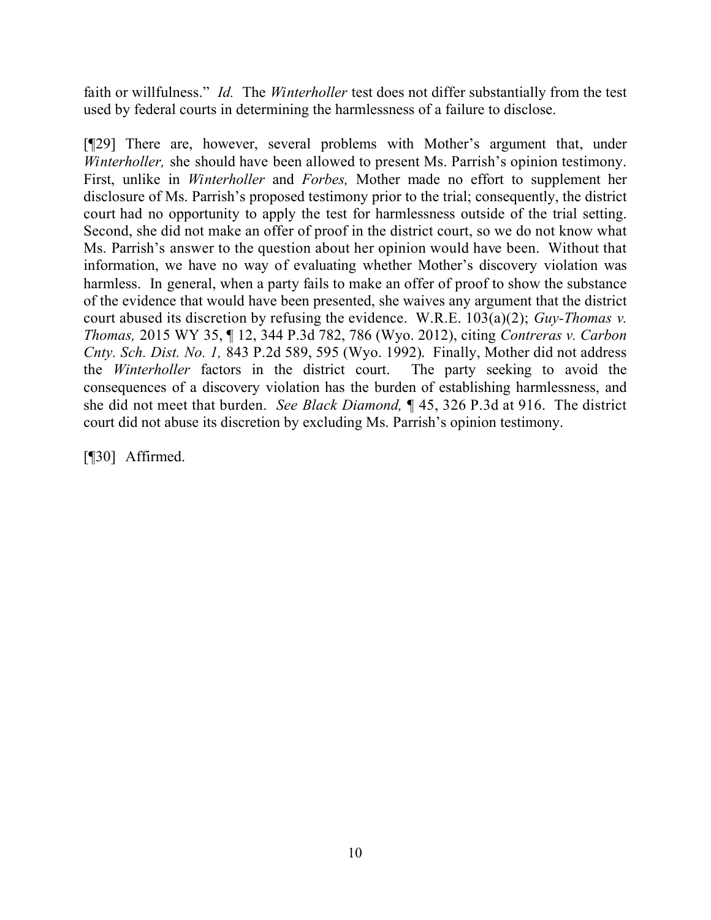faith or willfulness." *Id.* The *Winterholler* test does not differ substantially from the test used by federal courts in determining the harmlessness of a failure to disclose.

[¶29] There are, however, several problems with Mother's argument that, under *Winterholler,* she should have been allowed to present Ms. Parrish's opinion testimony. First, unlike in *Winterholler* and *Forbes,* Mother made no effort to supplement her disclosure of Ms. Parrish's proposed testimony prior to the trial; consequently, the district court had no opportunity to apply the test for harmlessness outside of the trial setting. Second, she did not make an offer of proof in the district court, so we do not know what Ms. Parrish's answer to the question about her opinion would have been. Without that information, we have no way of evaluating whether Mother's discovery violation was harmless. In general, when a party fails to make an offer of proof to show the substance of the evidence that would have been presented, she waives any argument that the district court abused its discretion by refusing the evidence. W.R.E. 103(a)(2); *Guy-Thomas v. Thomas,* 2015 WY 35, ¶ 12, 344 P.3d 782, 786 (Wyo. 2012), citing *Contreras v. Carbon Cnty. Sch. Dist. No. 1,* 843 P.2d 589, 595 (Wyo. 1992). Finally, Mother did not address the *Winterholler* factors in the district court. The party seeking to avoid the consequences of a discovery violation has the burden of establishing harmlessness, and she did not meet that burden. *See Black Diamond,* ¶ 45, 326 P.3d at 916. The district court did not abuse its discretion by excluding Ms. Parrish's opinion testimony.

[¶30] Affirmed.